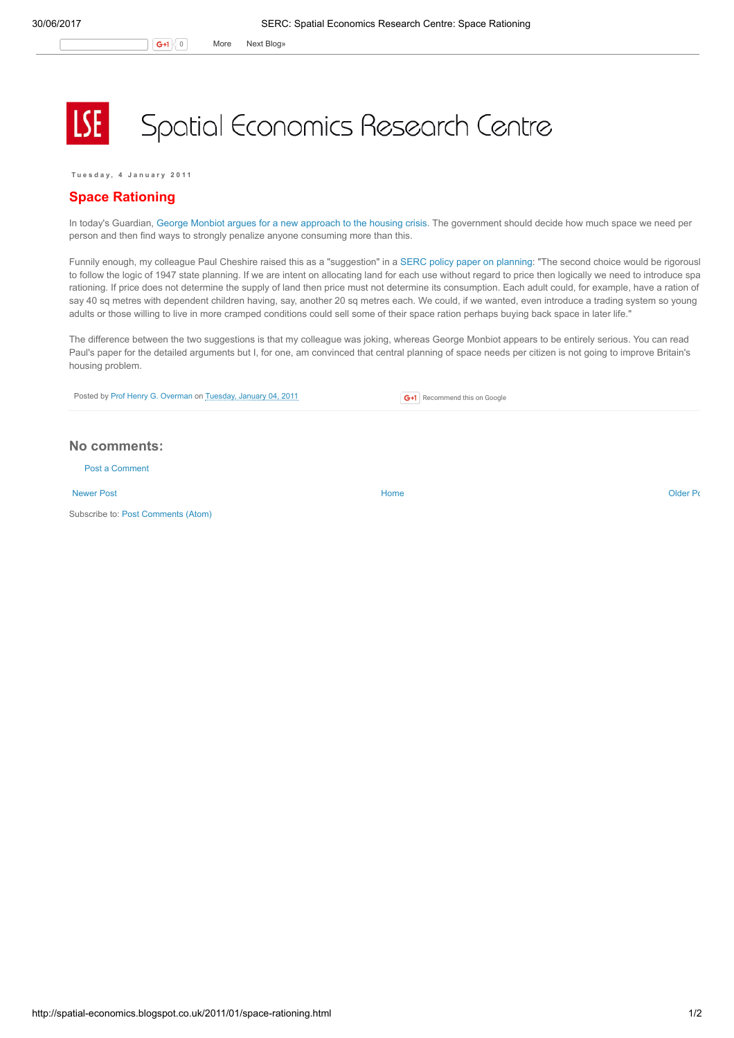# Spatial Economics Research Centre

Tuesday, 4 January 2011

## Space Rationing

In today's Guardian, George Monbiot argues for a new approach to the housing crisis. The government should decide how much space we need per person and then find ways to strongly penalize anyone consuming more than this.

Funnily enough, my colleague Paul Cheshire raised this as a "suggestion" in a SERC policy paper on planning: "The second choice would be rigorousl to follow the logic of 1947 state planning. If we are intent on allocating land for each use without regard to price then logically we need to introduce spa rationing. If price does not determine the supply of land then price must not determine its consumption. Each adult could, for example, have a ration of say 40 sq metres with dependent children having, say, another 20 sq metres each. We could, if we wanted, even introduce a trading system so young adults or those willing to live in more cramped conditions could sell some of their space ration perhaps buying back space in later life."

The difference between the two suggestions is that my colleague was joking, whereas George Monbiot appears to be entirely serious. You can read Paul's paper for the detailed arguments but I, for one, am convinced that central planning of space needs per citizen is not going to improve Britain's housing problem.

Posted by Prof Henry G. Overman on Tuesday, January 04, 2011

Recommend this on Google

### No comments:

Post a Comment

Newer Post | Home | Older Po

Subscribe to: Post Comments (Atom)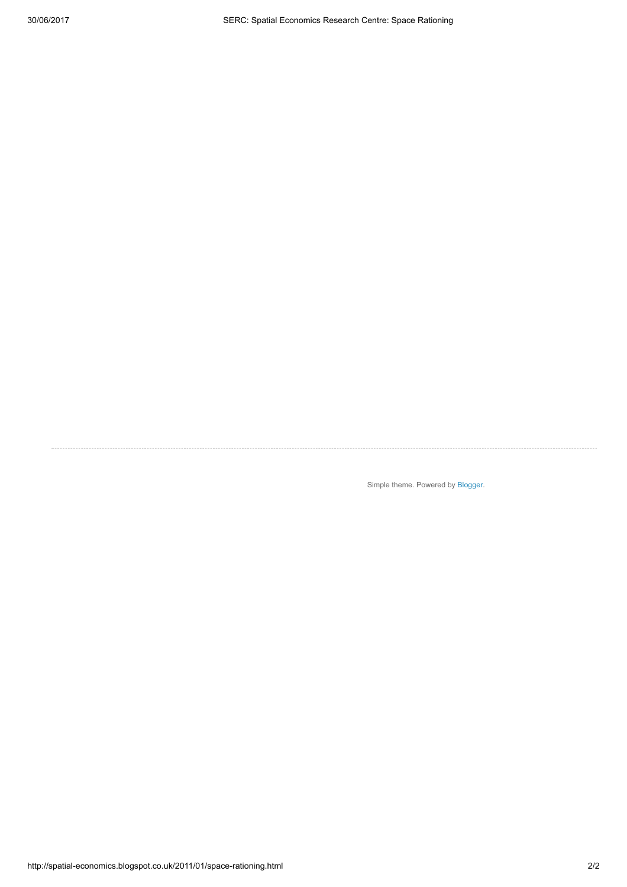Simple theme. Powered by Blogger.